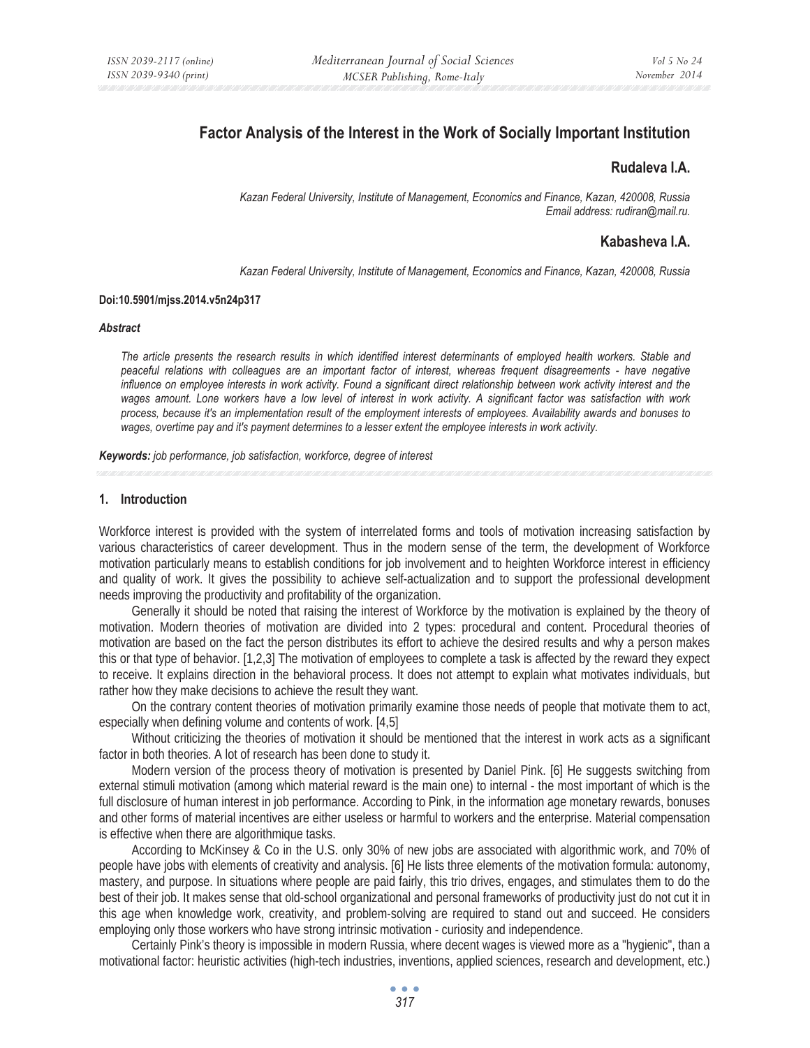# Factor Analysis of the Interest in the Work of Socially Important Institution

## Rudaleva I.A.

*Kazan Federal University, Institute of Management, Economics and Finance, Kazan, 420008, Russia*
*Email address: rudiran@mail.ru.*

## Kabasheva I.A.

*Kazan Federal University, Institute of Management, Economics and Finance, Kazan, 420008, Russia*

**Doi:10.5901/mjss.2014.v5n24p317**

***Abstract***

*The article presents the research results in which identified interest determinants of employed health workers. Stable and peaceful relations with colleagues are an important factor of interest, whereas frequent disagreements - have negative influence on employee interests in work activity. Found a significant direct relationship between work activity interest and the wages amount. Lone workers have a low level of interest in work activity. A significant factor was satisfaction with work process, because it's an implementation result of the employment interests of employees. Availability awards and bonuses to wages, overtime pay and it's payment determines to a lesser extent the employee interests in work activity.*

***Keywords:*** *job performance, job satisfaction, workforce, degree of interest*

## 1. Introduction

Workforce interest is provided with the system of interrelated forms and tools of motivation increasing satisfaction by various characteristics of career development. Thus in the modern sense of the term, the development of Workforce motivation particularly means to establish conditions for job involvement and to heighten Workforce interest in efficiency and quality of work. It gives the possibility to achieve self-actualization and to support the professional development needs improving the productivity and profitability of the organization.

Generally it should be noted that raising the interest of Workforce by the motivation is explained by the theory of motivation. Modern theories of motivation are divided into 2 types: procedural and content. Procedural theories of motivation are based on the fact the person distributes its effort to achieve the desired results and why a person makes this or that type of behavior. [1,2,3] The motivation of employees to complete a task is affected by the reward they expect to receive. It explains direction in the behavioral process. It does not attempt to explain what motivates individuals, but rather how they make decisions to achieve the result they want.

On the contrary content theories of motivation primarily examine those needs of people that motivate them to act, especially when defining volume and contents of work. [4,5]

Without criticizing the theories of motivation it should be mentioned that the interest in work acts as a significant factor in both theories. A lot of research has been done to study it.

Modern version of the process theory of motivation is presented by Daniel Pink. [6] He suggests switching from external stimuli motivation (among which material reward is the main one) to internal - the most important of which is the full disclosure of human interest in job performance. According to Pink, in the information age monetary rewards, bonuses and other forms of material incentives are either useless or harmful to workers and the enterprise. Material compensation is effective when there are algorithmique tasks.

According to McKinsey & Co in the U.S. only 30% of new jobs are associated with algorithmic work, and 70% of people have jobs with elements of creativity and analysis. [6] He lists three elements of the motivation formula: autonomy, mastery, and purpose. In situations where people are paid fairly, this trio drives, engages, and stimulates them to do the best of their job. It makes sense that old-school organizational and personal frameworks of productivity just do not cut it in this age when knowledge work, creativity, and problem-solving are required to stand out and succeed. He considers employing only those workers who have strong intrinsic motivation - curiosity and independence.

Certainly Pink's theory is impossible in modern Russia, where decent wages is viewed more as a "hygienic", than a motivational factor: heuristic activities (high-tech industries, inventions, applied sciences, research and development, etc.)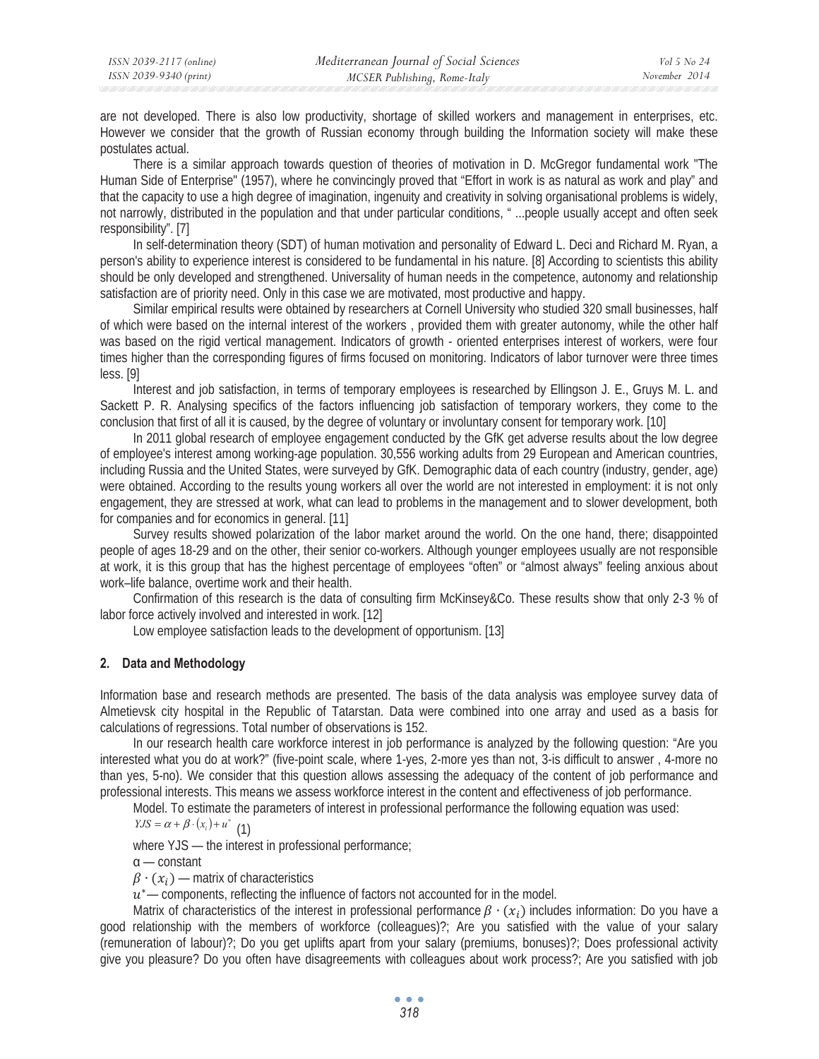are not developed. There is also low productivity, shortage of skilled workers and management in enterprises, etc. However we consider that the growth of Russian economy through building the Information society will make these postulates actual.

There is a similar approach towards question of theories of motivation in D. McGregor fundamental work "The Human Side of Enterprise" (1957), where he convincingly proved that "Effort in work is as natural as work and play" and that the capacity to use a high degree of imagination, ingenuity and creativity in solving organisational problems is widely, not narrowly, distributed in the population and that under particular conditions, " ...people usually accept and often seek responsibility". [7]

In self-determination theory (SDT) of human motivation and personality of Edward L. Deci and Richard M. Ryan, a person's ability to experience interest is considered to be fundamental in his nature. [8] According to scientists this ability should be only developed and strengthened. Universality of human needs in the competence, autonomy and relationship satisfaction are of priority need. Only in this case we are motivated, most productive and happy.

Similar empirical results were obtained by researchers at Cornell University who studied 320 small businesses, half of which were based on the internal interest of the workers , provided them with greater autonomy, while the other half was based on the rigid vertical management. Indicators of growth - oriented enterprises interest of workers, were four times higher than the corresponding figures of firms focused on monitoring. Indicators of labor turnover were three times less. [9]

Interest and job satisfaction, in terms of temporary employees is researched by Ellingson J. E., Gruys M. L. and Sackett P. R. Analysing specifics of the factors influencing job satisfaction of temporary workers, they come to the conclusion that first of all it is caused, by the degree of voluntary or involuntary consent for temporary work. [10]

In 2011 global research of employee engagement conducted by the GfK get adverse results about the low degree of employee's interest among working-age population. 30,556 working adults from 29 European and American countries, including Russia and the United States, were surveyed by GfK. Demographic data of each country (industry, gender, age) were obtained. According to the results young workers all over the world are not interested in employment: it is not only engagement, they are stressed at work, what can lead to problems in the management and to slower development, both for companies and for economics in general. [11]

Survey results showed polarization of the labor market around the world. On the one hand, there; disappointed people of ages 18-29 and on the other, their senior co-workers. Although younger employees usually are not responsible at work, it is this group that has the highest percentage of employees "often" or "almost always" feeling anxious about work–life balance, overtime work and their health.

Confirmation of this research is the data of consulting firm McKinsey&Co. These results show that only 2-3 % of labor force actively involved and interested in work. [12]

Low employee satisfaction leads to the development of opportunism. [13]

## 2. Data and Methodology

Information base and research methods are presented. The basis of the data analysis was employee survey data of Almetievsk city hospital in the Republic of Tatarstan. Data were combined into one array and used as a basis for calculations of regressions. Total number of observations is 152.

In our research health care workforce interest in job performance is analyzed by the following question: "Are you interested what you do at work?" (five-point scale, where 1-yes, 2-more yes than not, 3-is difficult to answer , 4-more no than yes, 5-no). We consider that this question allows assessing the adequacy of the content of job performance and professional interests. This means we assess workforce interest in the content and effectiveness of job performance.

Model. To estimate the parameters of interest in professional performance the following equation was used:

$$YJS = \alpha + \beta \cdot (x_i) + u^* \quad (1)$$

where YJS — the interest in professional performance;

α — constant

$\beta \cdot (x_i)$ — matrix of characteristics

$u^*$— components, reflecting the influence of factors not accounted for in the model.

Matrix of characteristics of the interest in professional performance $\beta \cdot (x_i)$ includes information: Do you have a good relationship with the members of workforce (colleagues)?; Are you satisfied with the value of your salary (remuneration of labour)?; Do you get uplifts apart from your salary (premiums, bonuses)?; Does professional activity give you pleasure? Do you often have disagreements with colleagues about work process?; Are you satisfied with job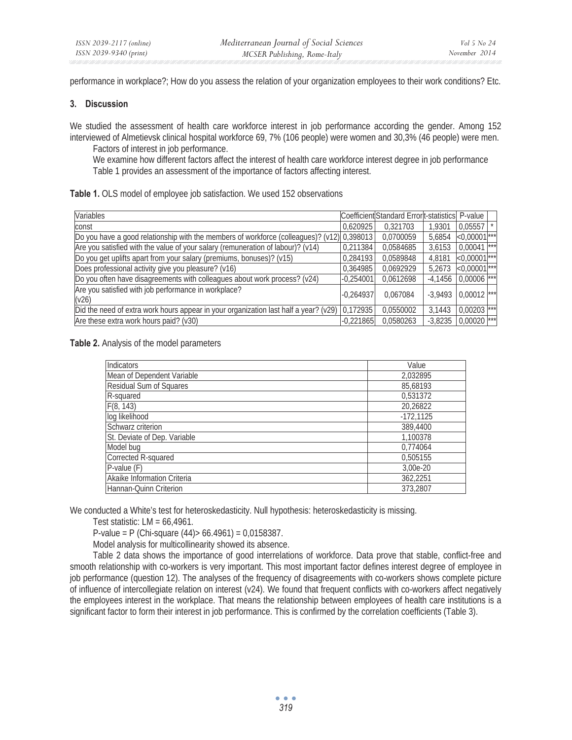performance in workplace?; How do you assess the relation of your organization employees to their work conditions? Etc.

### 3. Discussion

We studied the assessment of health care workforce interest in job performance according the gender. Among 152 interviewed of Almetievsk clinical hospital workforce 69, 7% (106 people) were women and 30,3% (46 people) were men.

Factors of interest in job performance.

We examine how different factors affect the interest of health care workforce interest degree in job performance

Table 1 provides an assessment of the importance of factors affecting interest.

**Table 1.** OLS model of employee job satisfaction. We used 152 observations

| Variables | Coefficient | Standard Error | t-statistics | P-value | |
|---|---|---|---|---|---|
| const | 0,620925 | 0,321703 | 1,9301 | 0,05557 | * |
| Do you have a good relationship with the members of workforce (colleagues)? (v12) | 0,398013 | 0,0700059 | 5,6854 | <0,00001 | *** |
| Are you satisfied with the value of your salary (remuneration of labour)? (v14) | 0,211384 | 0,0584685 | 3,6153 | 0,00041 | *** |
| Do you get uplifts apart from your salary (premiums, bonuses)? (v15) | 0,284193 | 0,0589848 | 4,8181 | <0,00001 | *** |
| Does professional activity give you pleasure? (v16) | 0,364985 | 0,0692929 | 5,2673 | <0,00001 | *** |
| Do you often have disagreements with colleagues about work process? (v24) | -0,254001 | 0,0612698 | -4,1456 | 0,00006 | *** |
| Are you satisfied with job performance in workplace? (v26) | -0,264937 | 0,067084 | -3,9493 | 0,00012 | *** |
| Did the need of extra work hours appear in your organization last half a year? (v29) | 0,172935 | 0,0550002 | 3,1443 | 0,00203 | *** |
| Are these extra work hours paid? (v30) | -0,221865 | 0,0580263 | -3,8235 | 0,00020 | *** |

**Table 2.** Analysis of the model parameters

| Indicators | Value |
|---|---|
| Mean of Dependent Variable | 2,032895 |
| Residual Sum of Squares | 85,68193 |
| R-squared | 0,531372 |
| F(8, 143) | 20,26822 |
| log likelihood | -172,1125 |
| Schwarz criterion | 389,4400 |
| St. Deviate of Dep. Variable | 1,100378 |
| Model bug | 0,774064 |
| Corrected R-squared | 0,505155 |
| P-value (F) | 3,00e-20 |
| Akaike Information Criteria | 362,2251 |
| Hannan-Quinn Criterion | 373,2807 |

We conducted a White's test for heteroskedasticity. Null hypothesis: heteroskedasticity is missing.

Test statistic: LM = 66,4961.

P-value = P (Chi-square (44)> 66.4961) = 0,0158387.

Model analysis for multicollinearity showed its absence.

Table 2 data shows the importance of good interrelations of workforce. Data prove that stable, conflict-free and smooth relationship with co-workers is very important. This most important factor defines interest degree of employee in job performance (question 12). The analyses of the frequency of disagreements with co-workers shows complete picture of influence of intercollegiate relation on interest (v24). We found that frequent conflicts with co-workers affect negatively the employees interest in the workplace. That means the relationship between employees of health care institutions is a significant factor to form their interest in job performance. This is confirmed by the correlation coefficients (Table 3).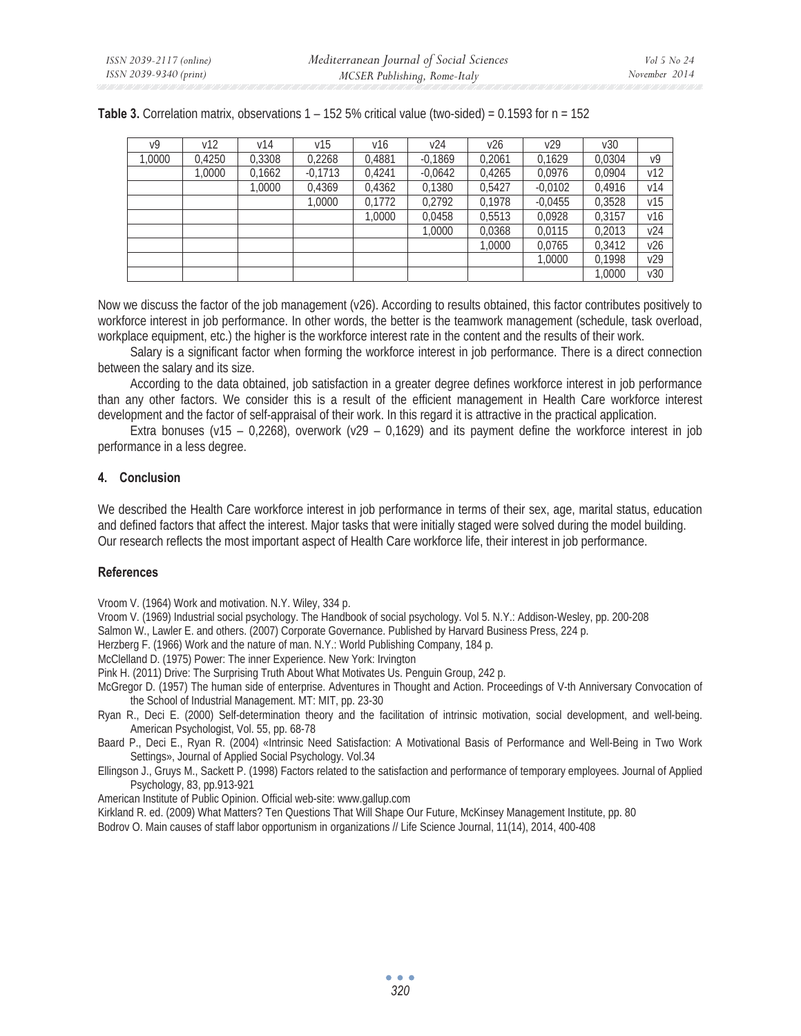**Table 3.** Correlation matrix, observations 1 – 152 5% critical value (two-sided) = 0.1593 for n = 152

| v9 | v12 | v14 | v15 | v16 | v24 | v26 | v29 | v30 | |
|---|---|---|---|---|---|---|---|---|---|
| 1,0000 | 0,4250 | 0,3308 | 0,2268 | 0,4881 | -0,1869 | 0,2061 | 0,1629 | 0,0304 | v9 |
| | 1,0000 | 0,1662 | -0,1713 | 0,4241 | -0,0642 | 0,4265 | 0,0976 | 0,0904 | v12 |
| | | 1,0000 | 0,4369 | 0,4362 | 0,1380 | 0,5427 | -0,0102 | 0,4916 | v14 |
| | | | 1,0000 | 0,1772 | 0,2792 | 0,1978 | -0,0455 | 0,3528 | v15 |
| | | | | 1,0000 | 0,0458 | 0,5513 | 0,0928 | 0,3157 | v16 |
| | | | | | 1,0000 | 0,0368 | 0,0115 | 0,2013 | v24 |
| | | | | | | 1,0000 | 0,0765 | 0,3412 | v26 |
| | | | | | | | 1,0000 | 0,1998 | v29 |
| | | | | | | | | 1,0000 | v30 |

Now we discuss the factor of the job management (v26). According to results obtained, this factor contributes positively to workforce interest in job performance. In other words, the better is the teamwork management (schedule, task overload, workplace equipment, etc.) the higher is the workforce interest rate in the content and the results of their work.

Salary is a significant factor when forming the workforce interest in job performance. There is a direct connection between the salary and its size.

According to the data obtained, job satisfaction in a greater degree defines workforce interest in job performance than any other factors. We consider this is a result of the efficient management in Health Care workforce interest development and the factor of self-appraisal of their work. In this regard it is attractive in the practical application.

Extra bonuses (v15 – 0,2268), overwork (v29 – 0,1629) and its payment define the workforce interest in job performance in a less degree.

## 4. Conclusion

We described the Health Care workforce interest in job performance in terms of their sex, age, marital status, education and defined factors that affect the interest. Major tasks that were initially staged were solved during the model building. Our research reflects the most important aspect of Health Care workforce life, their interest in job performance.

## References

Vroom V. (1964) Work and motivation. N.Y. Wiley, 334 p.

Vroom V. (1969) Industrial social psychology. The Handbook of social psychology. Vol 5. N.Y.: Addison-Wesley, pp. 200-208

Salmon W., Lawler E. and others. (2007) Corporate Governance. Published by Harvard Business Press, 224 p.

Herzberg F. (1966) Work and the nature of man. N.Y.: World Publishing Company, 184 p.

McClelland D. (1975) Power: The inner Experience. New York: Irvington

Pink H. (2011) Drive: The Surprising Truth About What Motivates Us. Penguin Group, 242 p.

McGregor D. (1957) The human side of enterprise. Adventures in Thought and Action. Proceedings of V-th Anniversary Convocation of the School of Industrial Management. MT: MIT, pp. 23-30

Ryan R., Deci E. (2000) Self-determination theory and the facilitation of intrinsic motivation, social development, and well-being. American Psychologist, Vol. 55, pp. 68-78

Baard P., Deci E., Ryan R. (2004) «Intrinsic Need Satisfaction: A Motivational Basis of Performance and Well-Being in Two Work Settings», Journal of Applied Social Psychology. Vol.34

Ellingson J., Gruys M., Sackett P. (1998) Factors related to the satisfaction and performance of temporary employees. Journal of Applied Psychology, 83, pp.913-921

American Institute of Public Opinion. Official web-site: www.gallup.com

Kirkland R. ed. (2009) What Matters? Ten Questions That Will Shape Our Future, McKinsey Management Institute, pp. 80

Bodrov O. Main causes of staff labor opportunism in organizations // Life Science Journal, 11(14), 2014, 400-408